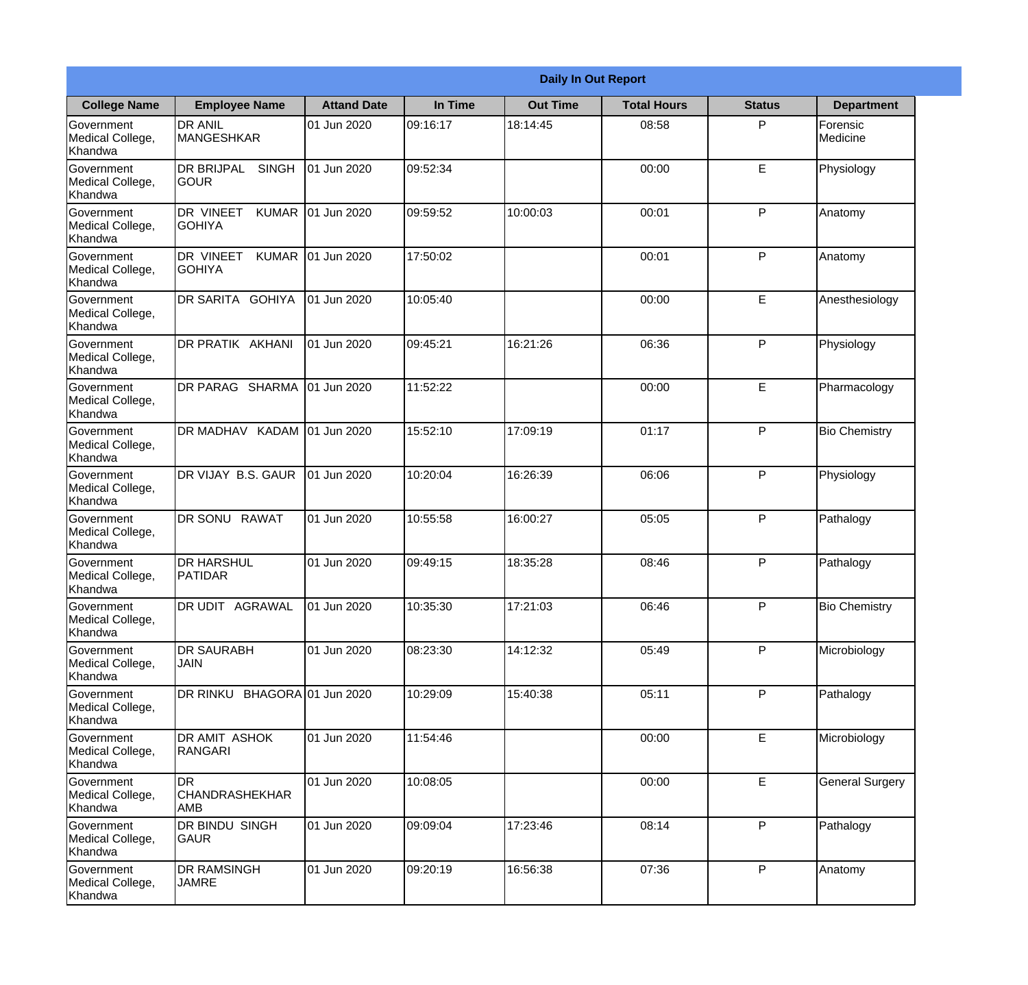| Daily In Out Report | | | | | | | |
|---|---|---|---|---|---|---|---|
| **College Name** | **Employee Name** | **Attand Date** | **In Time** | **Out Time** | **Total Hours** | **Status** | **Department** |
| Government Medical College, Khandwa | DR ANIL MANGESHKAR | 01 Jun 2020 | 09:16:17 | 18:14:45 | 08:58 | P | Forensic Medicine |
| Government Medical College, Khandwa | DR BRIJPAL SINGH GOUR | 01 Jun 2020 | 09:52:34 | | 00:00 | E | Physiology |
| Government Medical College, Khandwa | DR VINEET KUMAR GOHIYA | 01 Jun 2020 | 09:59:52 | 10:00:03 | 00:01 | P | Anatomy |
| Government Medical College, Khandwa | DR VINEET KUMAR GOHIYA | 01 Jun 2020 | 17:50:02 | | 00:01 | P | Anatomy |
| Government Medical College, Khandwa | DR SARITA GOHIYA | 01 Jun 2020 | 10:05:40 | | 00:00 | E | Anesthesiology |
| Government Medical College, Khandwa | DR PRATIK AKHANI | 01 Jun 2020 | 09:45:21 | 16:21:26 | 06:36 | P | Physiology |
| Government Medical College, Khandwa | DR PARAG SHARMA | 01 Jun 2020 | 11:52:22 | | 00:00 | E | Pharmacology |
| Government Medical College, Khandwa | DR MADHAV KADAM | 01 Jun 2020 | 15:52:10 | 17:09:19 | 01:17 | P | Bio Chemistry |
| Government Medical College, Khandwa | DR VIJAY B.S. GAUR | 01 Jun 2020 | 10:20:04 | 16:26:39 | 06:06 | P | Physiology |
| Government Medical College, Khandwa | DR SONU RAWAT | 01 Jun 2020 | 10:55:58 | 16:00:27 | 05:05 | P | Pathalogy |
| Government Medical College, Khandwa | DR HARSHUL PATIDAR | 01 Jun 2020 | 09:49:15 | 18:35:28 | 08:46 | P | Pathalogy |
| Government Medical College, Khandwa | DR UDIT AGRAWAL | 01 Jun 2020 | 10:35:30 | 17:21:03 | 06:46 | P | Bio Chemistry |
| Government Medical College, Khandwa | DR SAURABH JAIN | 01 Jun 2020 | 08:23:30 | 14:12:32 | 05:49 | P | Microbiology |
| Government Medical College, Khandwa | DR RINKU BHAGORA | 01 Jun 2020 | 10:29:09 | 15:40:38 | 05:11 | P | Pathalogy |
| Government Medical College, Khandwa | DR AMIT ASHOK RANGARI | 01 Jun 2020 | 11:54:46 | | 00:00 | E | Microbiology |
| Government Medical College, Khandwa | DR CHANDRASHEKHAR AMB | 01 Jun 2020 | 10:08:05 | | 00:00 | E | General Surgery |
| Government Medical College, Khandwa | DR BINDU SINGH GAUR | 01 Jun 2020 | 09:09:04 | 17:23:46 | 08:14 | P | Pathalogy |
| Government Medical College, Khandwa | DR RAMSINGH JAMRE | 01 Jun 2020 | 09:20:19 | 16:56:38 | 07:36 | P | Anatomy |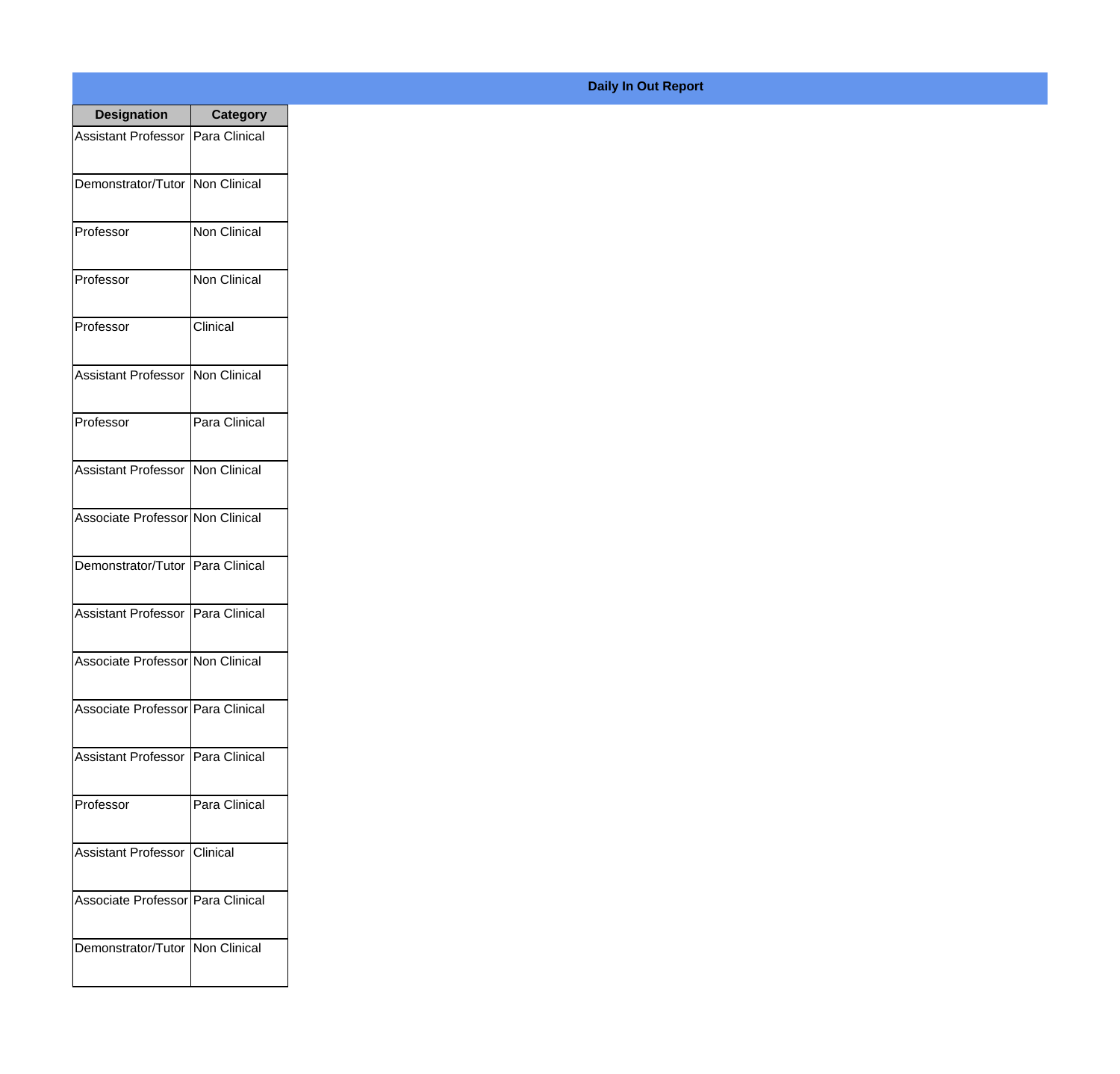**Daily In Out Report**

| Designation | Category |
|---|---|
| Assistant Professor | Para Clinical |
| Demonstrator/Tutor | Non Clinical |
| Professor | Non Clinical |
| Professor | Non Clinical |
| Professor | Clinical |
| Assistant Professor | Non Clinical |
| Professor | Para Clinical |
| Assistant Professor | Non Clinical |
| Associate Professor | Non Clinical |
| Demonstrator/Tutor | Para Clinical |
| Assistant Professor | Para Clinical |
| Associate Professor | Non Clinical |
| Associate Professor | Para Clinical |
| Assistant Professor | Para Clinical |
| Professor | Para Clinical |
| Assistant Professor | Clinical |
| Associate Professor | Para Clinical |
| Demonstrator/Tutor | Non Clinical |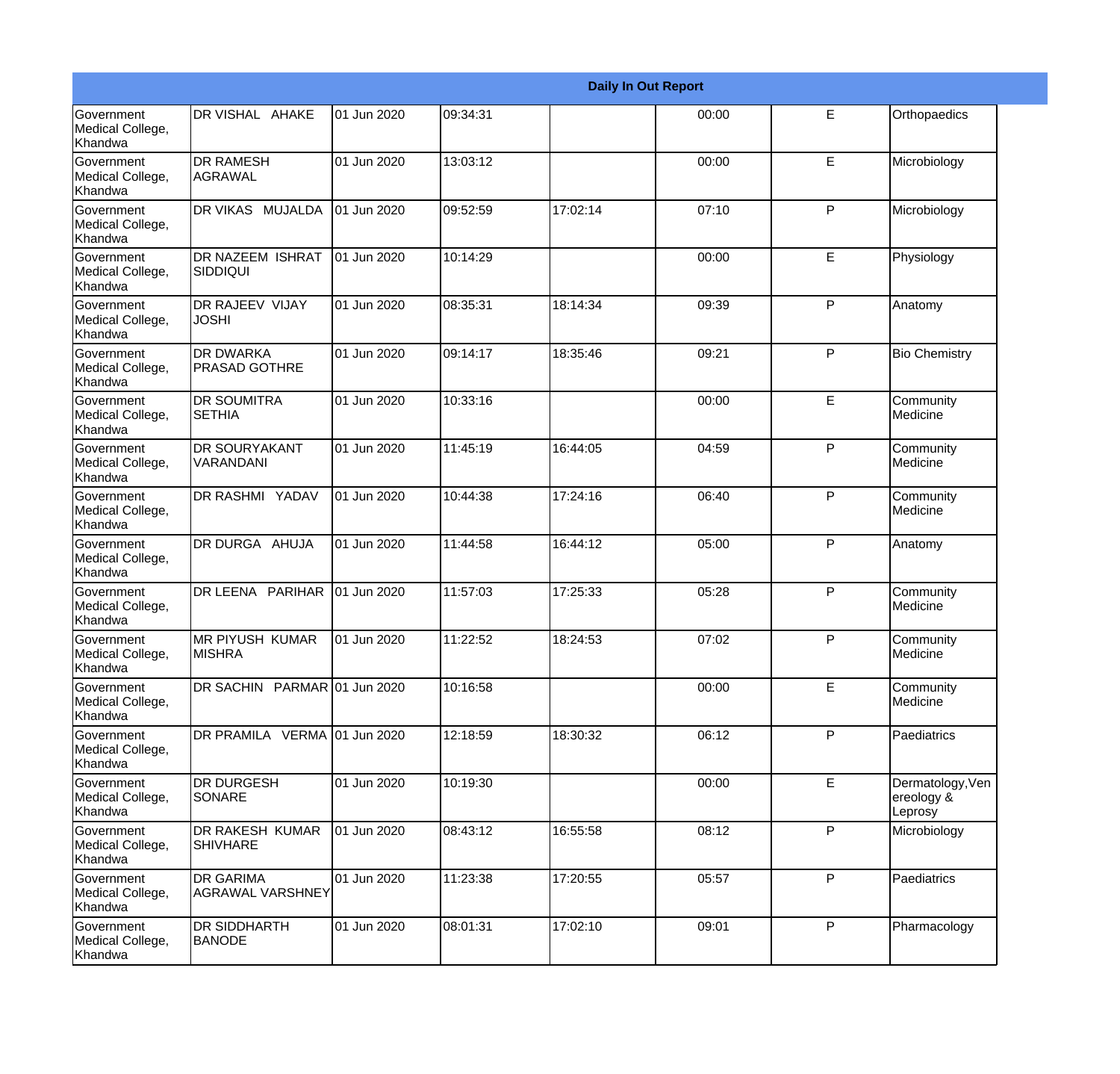| Daily In Out Report | | | | | | | |
|---|---|---|---|---|---|---|---|
| Government Medical College, Khandwa | DR VISHAL AHAKE | 01 Jun 2020 | 09:34:31 | | 00:00 | E | Orthopaedics |
| Government Medical College, Khandwa | DR RAMESH AGRAWAL | 01 Jun 2020 | 13:03:12 | | 00:00 | E | Microbiology |
| Government Medical College, Khandwa | DR VIKAS MUJALDA | 01 Jun 2020 | 09:52:59 | 17:02:14 | 07:10 | P | Microbiology |
| Government Medical College, Khandwa | DR NAZEEM ISHRAT SIDDIQUI | 01 Jun 2020 | 10:14:29 | | 00:00 | E | Physiology |
| Government Medical College, Khandwa | DR RAJEEV VIJAY JOSHI | 01 Jun 2020 | 08:35:31 | 18:14:34 | 09:39 | P | Anatomy |
| Government Medical College, Khandwa | DR DWARKA PRASAD GOTHRE | 01 Jun 2020 | 09:14:17 | 18:35:46 | 09:21 | P | Bio Chemistry |
| Government Medical College, Khandwa | DR SOUMITRA SETHIA | 01 Jun 2020 | 10:33:16 | | 00:00 | E | Community Medicine |
| Government Medical College, Khandwa | DR SOURYAKANT VARANDANI | 01 Jun 2020 | 11:45:19 | 16:44:05 | 04:59 | P | Community Medicine |
| Government Medical College, Khandwa | DR RASHMI YADAV | 01 Jun 2020 | 10:44:38 | 17:24:16 | 06:40 | P | Community Medicine |
| Government Medical College, Khandwa | DR DURGA AHUJA | 01 Jun 2020 | 11:44:58 | 16:44:12 | 05:00 | P | Anatomy |
| Government Medical College, Khandwa | DR LEENA PARIHAR | 01 Jun 2020 | 11:57:03 | 17:25:33 | 05:28 | P | Community Medicine |
| Government Medical College, Khandwa | MR PIYUSH KUMAR MISHRA | 01 Jun 2020 | 11:22:52 | 18:24:53 | 07:02 | P | Community Medicine |
| Government Medical College, Khandwa | DR SACHIN PARMAR | 01 Jun 2020 | 10:16:58 | | 00:00 | E | Community Medicine |
| Government Medical College, Khandwa | DR PRAMILA VERMA | 01 Jun 2020 | 12:18:59 | 18:30:32 | 06:12 | P | Paediatrics |
| Government Medical College, Khandwa | DR DURGESH SONARE | 01 Jun 2020 | 10:19:30 | | 00:00 | E | Dermatology,Venereology & Leprosy |
| Government Medical College, Khandwa | DR RAKESH KUMAR SHIVHARE | 01 Jun 2020 | 08:43:12 | 16:55:58 | 08:12 | P | Microbiology |
| Government Medical College, Khandwa | DR GARIMA AGRAWAL VARSHNEY | 01 Jun 2020 | 11:23:38 | 17:20:55 | 05:57 | P | Paediatrics |
| Government Medical College, Khandwa | DR SIDDHARTH BANODE | 01 Jun 2020 | 08:01:31 | 17:02:10 | 09:01 | P | Pharmacology |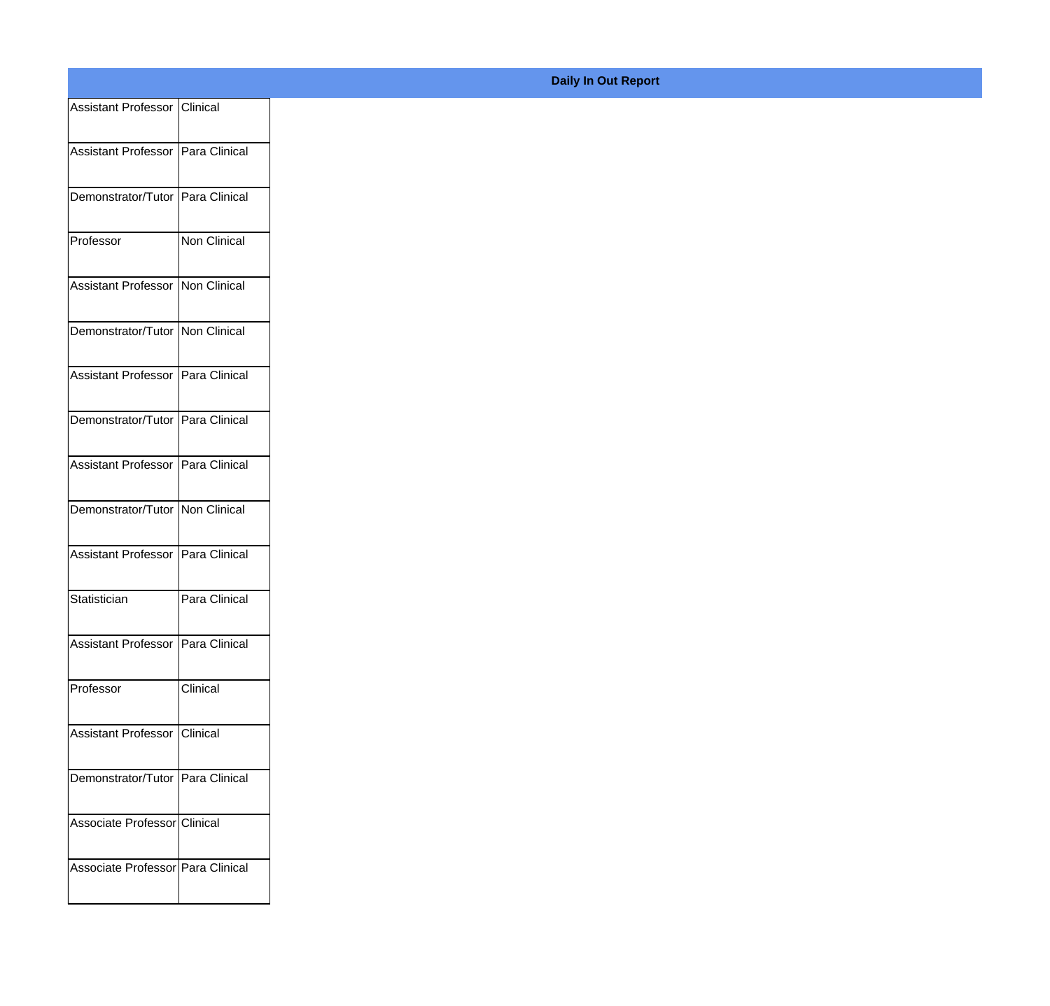**Daily In Out Report**

| | |
|---|---|
| Assistant Professor | Clinical |
| Assistant Professor | Para Clinical |
| Demonstrator/Tutor | Para Clinical |
| Professor | Non Clinical |
| Assistant Professor | Non Clinical |
| Demonstrator/Tutor | Non Clinical |
| Assistant Professor | Para Clinical |
| Demonstrator/Tutor | Para Clinical |
| Assistant Professor | Para Clinical |
| Demonstrator/Tutor | Non Clinical |
| Assistant Professor | Para Clinical |
| Statistician | Para Clinical |
| Assistant Professor | Para Clinical |
| Professor | Clinical |
| Assistant Professor | Clinical |
| Demonstrator/Tutor | Para Clinical |
| Associate Professor | Clinical |
| Associate Professor | Para Clinical |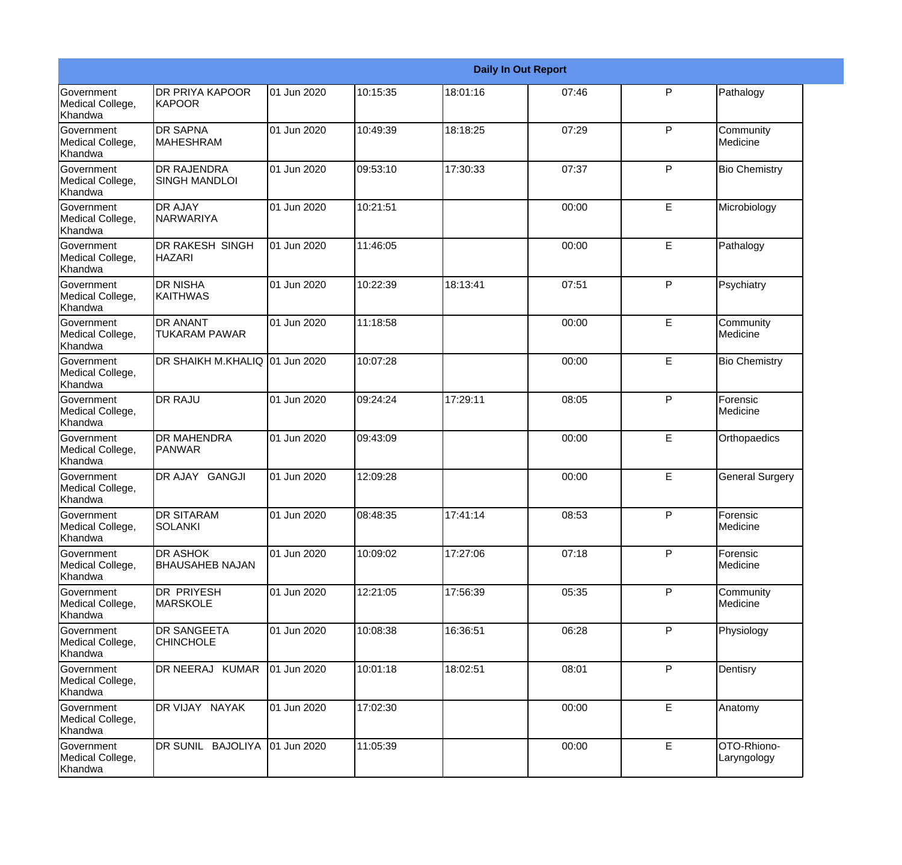| Daily In Out Report | | | | | | | |
|---|---|---|---|---|---|---|---|
| Government Medical College, Khandwa | DR PRIYA KAPOOR KAPOOR | 01 Jun 2020 | 10:15:35 | 18:01:16 | 07:46 | P | Pathalogy |
| Government Medical College, Khandwa | DR SAPNA MAHESHRAM | 01 Jun 2020 | 10:49:39 | 18:18:25 | 07:29 | P | Community Medicine |
| Government Medical College, Khandwa | DR RAJENDRA SINGH MANDLOI | 01 Jun 2020 | 09:53:10 | 17:30:33 | 07:37 | P | Bio Chemistry |
| Government Medical College, Khandwa | DR AJAY NARWARIYA | 01 Jun 2020 | 10:21:51 | | 00:00 | E | Microbiology |
| Government Medical College, Khandwa | DR RAKESH SINGH HAZARI | 01 Jun 2020 | 11:46:05 | | 00:00 | E | Pathalogy |
| Government Medical College, Khandwa | DR NISHA KAITHWAS | 01 Jun 2020 | 10:22:39 | 18:13:41 | 07:51 | P | Psychiatry |
| Government Medical College, Khandwa | DR ANANT TUKARAM PAWAR | 01 Jun 2020 | 11:18:58 | | 00:00 | E | Community Medicine |
| Government Medical College, Khandwa | DR SHAIKH M.KHALIQ | 01 Jun 2020 | 10:07:28 | | 00:00 | E | Bio Chemistry |
| Government Medical College, Khandwa | DR RAJU | 01 Jun 2020 | 09:24:24 | 17:29:11 | 08:05 | P | Forensic Medicine |
| Government Medical College, Khandwa | DR MAHENDRA PANWAR | 01 Jun 2020 | 09:43:09 | | 00:00 | E | Orthopaedics |
| Government Medical College, Khandwa | DR AJAY GANGJI | 01 Jun 2020 | 12:09:28 | | 00:00 | E | General Surgery |
| Government Medical College, Khandwa | DR SITARAM SOLANKI | 01 Jun 2020 | 08:48:35 | 17:41:14 | 08:53 | P | Forensic Medicine |
| Government Medical College, Khandwa | DR ASHOK BHAUSAHEB NAJAN | 01 Jun 2020 | 10:09:02 | 17:27:06 | 07:18 | P | Forensic Medicine |
| Government Medical College, Khandwa | DR PRIYESH MARSKOLE | 01 Jun 2020 | 12:21:05 | 17:56:39 | 05:35 | P | Community Medicine |
| Government Medical College, Khandwa | DR SANGEETA CHINCHOLE | 01 Jun 2020 | 10:08:38 | 16:36:51 | 06:28 | P | Physiology |
| Government Medical College, Khandwa | DR NEERAJ KUMAR | 01 Jun 2020 | 10:01:18 | 18:02:51 | 08:01 | P | Dentisry |
| Government Medical College, Khandwa | DR VIJAY NAYAK | 01 Jun 2020 | 17:02:30 | | 00:00 | E | Anatomy |
| Government Medical College, Khandwa | DR SUNIL BAJOLIYA | 01 Jun 2020 | 11:05:39 | | 00:00 | E | OTO-Rhiono-Laryngology |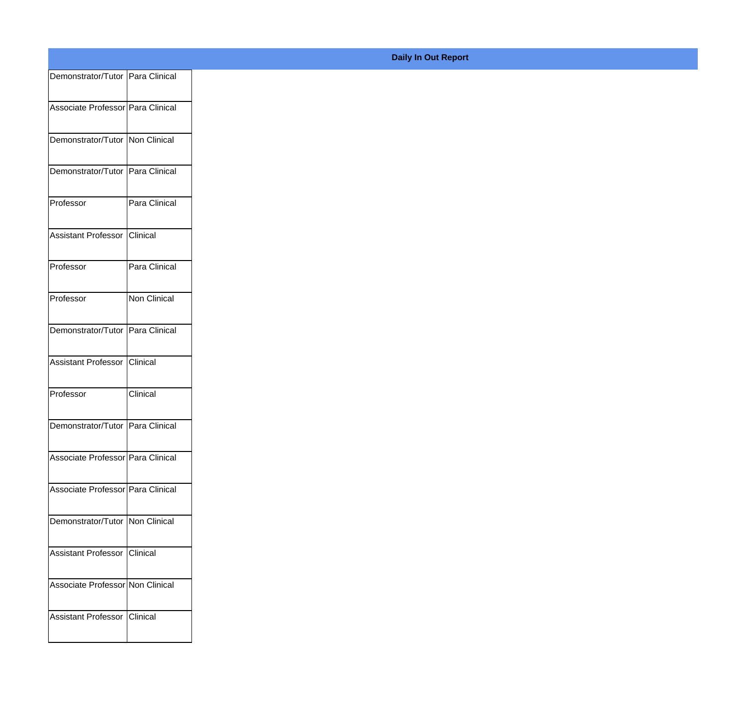**Daily In Out Report**

| | |
|---|---|
| Demonstrator/Tutor | Para Clinical |
| Associate Professor | Para Clinical |
| Demonstrator/Tutor | Non Clinical |
| Demonstrator/Tutor | Para Clinical |
| Professor | Para Clinical |
| Assistant Professor | Clinical |
| Professor | Para Clinical |
| Professor | Non Clinical |
| Demonstrator/Tutor | Para Clinical |
| Assistant Professor | Clinical |
| Professor | Clinical |
| Demonstrator/Tutor | Para Clinical |
| Associate Professor | Para Clinical |
| Associate Professor | Para Clinical |
| Demonstrator/Tutor | Non Clinical |
| Assistant Professor | Clinical |
| Associate Professor | Non Clinical |
| Assistant Professor | Clinical |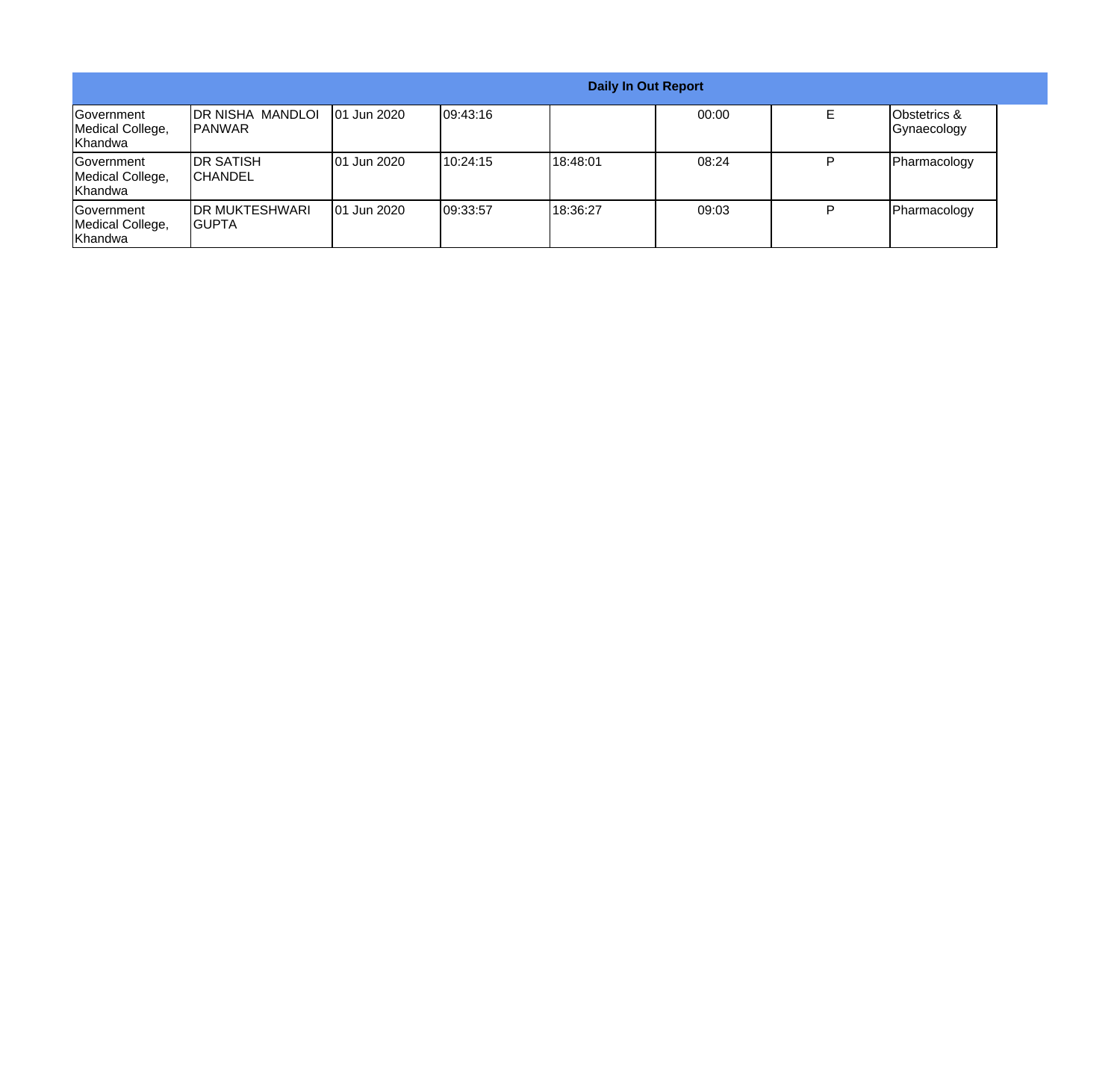| Daily In Out Report | | | | | | | |
|---|---|---|---|---|---|---|---|
| Government Medical College, Khandwa | DR NISHA MANDLOI PANWAR | 01 Jun 2020 | 09:43:16 | | 00:00 | E | Obstetrics & Gynaecology |
| Government Medical College, Khandwa | DR SATISH CHANDEL | 01 Jun 2020 | 10:24:15 | 18:48:01 | 08:24 | P | Pharmacology |
| Government Medical College, Khandwa | DR MUKTESHWARI GUPTA | 01 Jun 2020 | 09:33:57 | 18:36:27 | 09:03 | P | Pharmacology |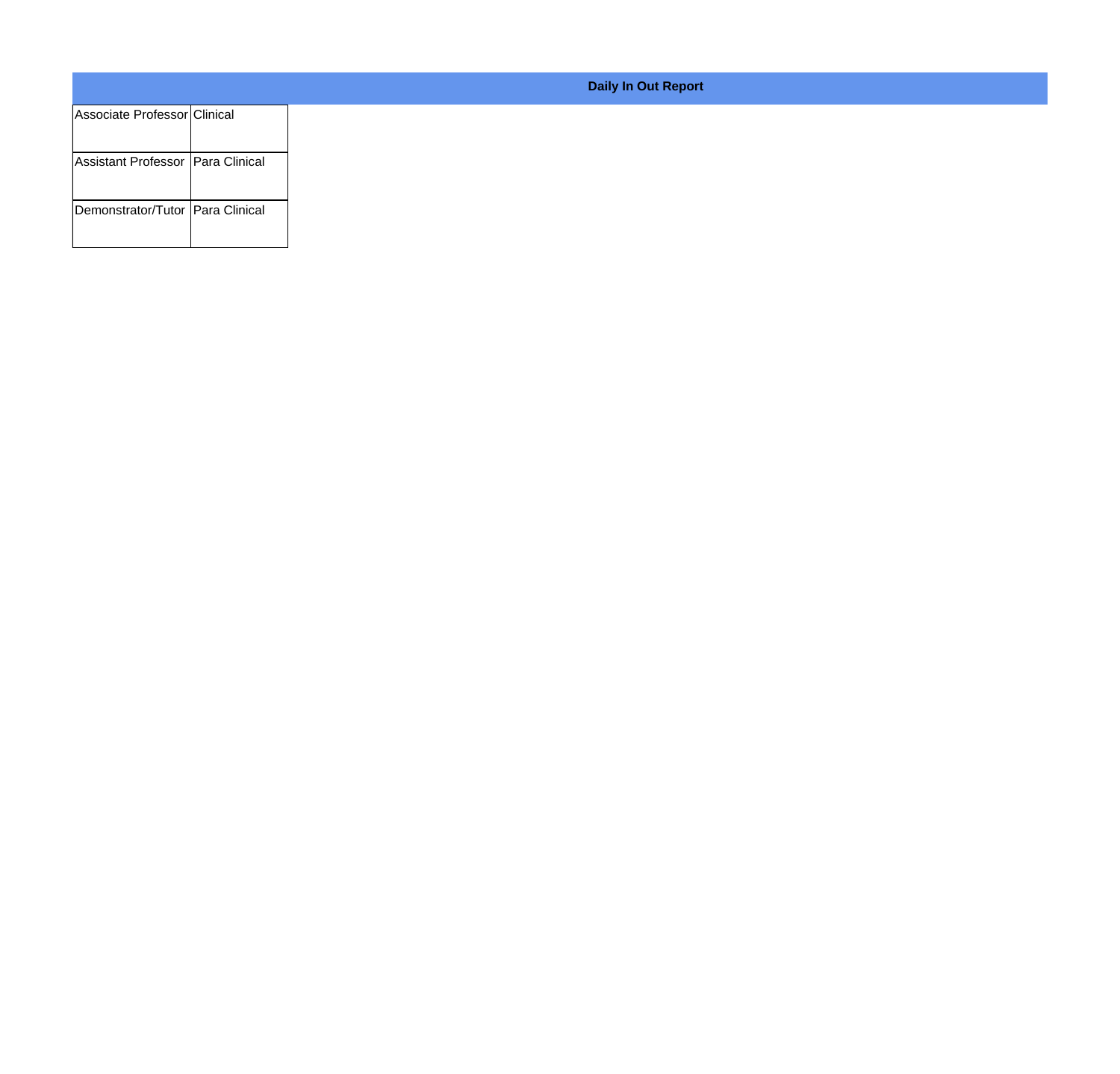**Daily In Out Report**

| | |
|---|---|
| Associate Professor | Clinical |
| Assistant Professor | Para Clinical |
| Demonstrator/Tutor | Para Clinical |